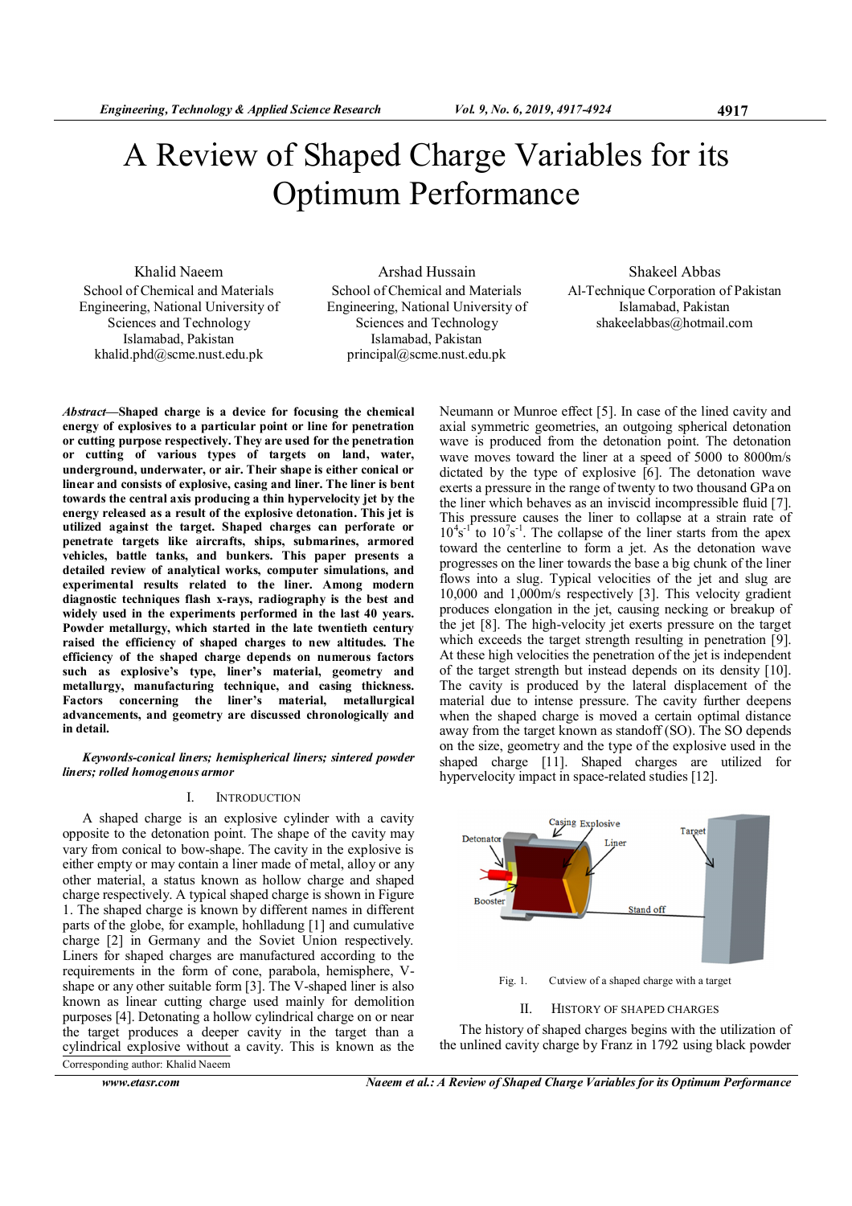# A Review of Shaped Charge Variables for its Optimum Performance

Khalid Naeem
School of Chemical and Materials Engineering, National University of Sciences and Technology
Islamabad, Pakistan
khalid.phd@scme.nust.edu.pk

Arshad Hussain
School of Chemical and Materials Engineering, National University of Sciences and Technology
Islamabad, Pakistan
principal@scme.nust.edu.pk

Shakeel Abbas
Al-Technique Corporation of Pakistan
Islamabad, Pakistan
shakeelabbas@hotmail.com

***Abstract*—Shaped charge is a device for focusing the chemical energy of explosives to a particular point or line for penetration or cutting purpose respectively. They are used for the penetration or cutting of various types of targets on land, water, underground, underwater, or air. Their shape is either conical or linear and consists of explosive, casing and liner. The liner is bent towards the central axis producing a thin hypervelocity jet by the energy released as a result of the explosive detonation. This jet is utilized against the target. Shaped charges can perforate or penetrate targets like aircrafts, ships, submarines, armored vehicles, battle tanks, and bunkers. This paper presents a detailed review of analytical works, computer simulations, and experimental results related to the liner. Among modern diagnostic techniques flash x-rays, radiography is the best and widely used in the experiments performed in the last 40 years. Powder metallurgy, which started in the late twentieth century raised the efficiency of shaped charges to new altitudes. The efficiency of the shaped charge depends on numerous factors such as explosive's type, liner's material, geometry and metallurgy, manufacturing technique, and casing thickness. Factors concerning the liner's material, metallurgical advancements, and geometry are discussed chronologically and in detail.**

***Keywords-conical liners; hemispherical liners; sintered powder liners; rolled homogenous armor***

## I. Introduction

A shaped charge is an explosive cylinder with a cavity opposite to the detonation point. The shape of the cavity may vary from conical to bow-shape. The cavity in the explosive is either empty or may contain a liner made of metal, alloy or any other material, a status known as hollow charge and shaped charge respectively. A typical shaped charge is shown in Figure 1. The shaped charge is known by different names in different parts of the globe, for example, hohlladung [1] and cumulative charge [2] in Germany and the Soviet Union respectively. Liners for shaped charges are manufactured according to the requirements in the experiments performed in the form of cone, parabola, hemisphere, V-shape or any other suitable form [3]. The V-shaped liner is also known as linear cutting charge used mainly for demolition purposes [4]. Detonating a hollow cylindrical charge on or near the target produces a deeper cavity in the target than a cylindrical explosive without a cavity. This is known as the Neumann or Munroe effect [5]. In case of the lined cavity and axial symmetric geometries, an outgoing spherical detonation wave is produced from the detonation point. The detonation wave moves toward the liner at a speed of 5000 to 8000m/s dictated by the type of explosive [6]. The detonation wave exerts a pressure in the range of twenty to two thousand GPa on the liner which behaves as an inviscid incompressible fluid [7]. This pressure causes the liner to collapse at a strain rate of $10^4s^{-1}$ to $10^7s^{-1}$. The collapse of the liner starts from the apex toward the centerline to form a jet. As the detonation wave progresses on the liner towards the base a big chunk of the liner flows into a slug. Typical velocities of the jet and slug are 10,000 and 1,000m/s respectively [3]. This velocity gradient produces elongation in the jet, causing necking or breakup of the jet [8]. The high-velocity jet exerts pressure on the target which exceeds the target strength resulting in penetration [9]. At these high velocities the penetration of the jet is independent of the target strength but instead depends on its density [10]. The cavity is produced by the lateral displacement of the material due to intense pressure. The cavity further deepens when the shaped charge is moved a certain optimal distance away from the target known as standoff (SO). The SO depends on the size, geometry and the type of the explosive used in the shaped charge [11]. Shaped charges are utilized for hypervelocity impact in space-related studies [12].

Fig. 1. Cutview of a shaped charge with a target

## II. History of Shaped Charges

The history of shaped charges begins with the utilization of the unlined cavity charge by Franz in 1792 using black powder

Corresponding author: Khalid Naeem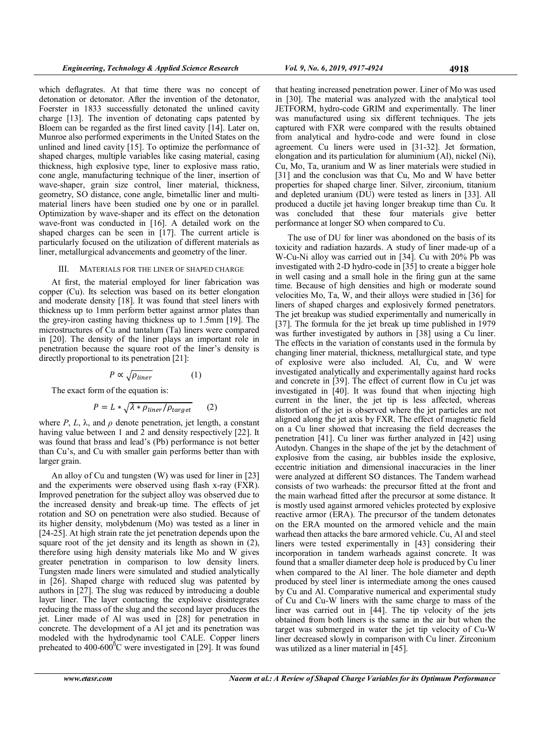which deflagrates. At that time there was no concept of detonation or detonator. After the invention of the detonator, Foerster in 1833 successfully detonated the unlined cavity charge [13]. The invention of detonating caps patented by Bloem can be regarded as the first lined cavity [14]. Later on, Munroe also performed experiments in the United States on the unlined and lined cavity [15]. To optimize the performance of shaped charges, multiple variables like casing material, casing thickness, high explosive type, liner to explosive mass ratio, cone angle, manufacturing technique of the liner, insertion of wave-shaper, grain size control, liner material, thickness, geometry, SO distance, cone angle, bimetallic liner and multi-material liners have been studied one by one or in parallel. Optimization by wave-shaper and its effect on the detonation wave-front was conducted in [16]. A detailed work on the shaped charges can be seen in [17]. The current article is particularly focused on the utilization of different materials as liner, metallurgical advancements and geometry of the liner.

## III. MATERIALS FOR THE LINER OF SHAPED CHARGE

At first, the material employed for liner fabrication was copper (Cu). Its selection was based on its better elongation and moderate density [18]. It was found that steel liners with thickness up to 1mm perform better against armor plates than the grey-iron casting having thickness up to 1.5mm [19]. The microstructures of Cu and tantalum (Ta) liners were compared in [20]. The density of the liner plays an important role in penetration because the square root of the liner's density is directly proportional to its penetration [21]:

$$P \propto \sqrt{\rho_{liner}} \qquad (1)$$

The exact form of the equation is:

$$P = L * \sqrt{\lambda * \rho_{liner} / \rho_{target}} \qquad (2)$$

where $P$, $L$, $\lambda$, and $\rho$ denote penetration, jet length, a constant having value between 1 and 2 and density respectively [22]. It was found that brass and lead's (Pb) performance is not better than Cu's, and Cu with smaller gain performs better than with larger grain.

An alloy of Cu and tungsten (W) was used for liner in [23] and the experiments were observed using flash x-ray (FXR). Improved penetration for the subject alloy was observed due to the increased density and break-up time. The effects of jet rotation and SO on penetration were also studied. Because of its higher density, molybdenum (Mo) was tested as a liner in [24-25]. At high strain rate the jet penetration depends upon the square root of the jet density and its length as shown in (2), therefore using high density materials like Mo and W gives greater penetration in comparison to low density liners. Tungsten made liners were simulated and studied analytically in [26]. Shaped charge with reduced slug was patented by authors in [27]. The slug was reduced by introducing a double layer liner. The layer contacting the explosive disintegrates reducing the mass of the slug and the second layer produces the jet. Liner made of Al was used in [28] for penetration in concrete. The development of a Al jet and its penetration was modeled with the hydrodynamic tool CALE. Copper liners preheated to 400-600$^0$C were investigated in [29]. It was found that heating increased penetration power. Liner of Mo was used in [30]. The material was analyzed with the analytical tool JETFORM, hydro-code GRIM and experimentally. The liner was manufactured using six different techniques. The jets captured with FXR were compared with the results obtained from analytical and hydro-code and were found in close agreement. Cu liners were used in [31-32]. Jet formation, elongation and its particulation for aluminium (Al), nickel (Ni), Cu, Mo, Ta, uranium and W as liner materials were studied in [31] and the conclusion was that Cu, Mo and W have better properties for shaped charge liner. Silver, zirconium, titanium and depleted uranium (DU) were tested as liners in [33]. All produced a ductile jet having longer breakup time than Cu. It was concluded that these four materials give better performance at longer SO when compared to Cu.

The use of DU for liner was abondoned on the basis of its toxicity and radiation hazards. A study of liner made-up of a W-Cu-Ni alloy was carried out in [34]. Cu with 20% Pb was investigated with 2-D hydro-code in [35] to create a bigger hole in well casing and a small hole in the firing gun at the same time. Because of high densities and high or moderate sound velocities Mo, Ta, W, and their alloys were studied in [36] for liners of shaped charges and explosively formed penetrators. The jet breakup was studied experimentally and numerically in [37]. The formula for the jet break up time published in 1979 was further investigated by authors in [38] using a Cu liner. The effects in the variation of constants used in the formula by changing liner material, thickness, metallurgical state, and type of explosive were also included. Al, Cu, and W were investigated analytically and experimentally against hard rocks and concrete in [39]. The effect of current flow in Cu jet was investigated in [40]. It was found that when injecting high current in the liner, the jet tip is less affected, whereas distortion of the jet is observed where the jet particles are not aligned along the jet axis by FXR. The effect of magnetic field on a Cu liner showed that increasing the field decreases the penetration [41]. Cu liner was further analyzed in [42] using Autodyn. Changes in the shape of the jet by the detachment of explosive from the casing, air bubbles inside the explosive, eccentric initiation and dimensional inaccuracies in the liner were analyzed at different SO distances. The Tandem warhead consists of two warheads: the precursor fitted at the front and the main warhead fitted after the precursor at some distance. It is mostly used against armored vehicles protected by explosive reactive armor (ERA). The precursor of the tandem detonates on the ERA mounted on the armored vehicle and the main warhead then attacks the bare armored vehicle. Cu, Al and steel liners were tested experimentally in [43] considering their incorporation in tandem warheads against concrete. It was found that a smaller diameter deep hole is produced by Cu liner when compared to the Al liner. The hole diameter and depth produced by steel liner is intermediate among the ones caused by Cu and Al. Comparative numerical and experimental study of Cu and Cu-W liners with the same charge to mass of the liner was carried out in [44]. The tip velocity of the jets obtained from both liners is the same in the air but when the target was submerged in water the jet tip velocity of Cu-W liner decreased slowly in comparison with Cu liner. Zirconium was utilized as a liner material in [45].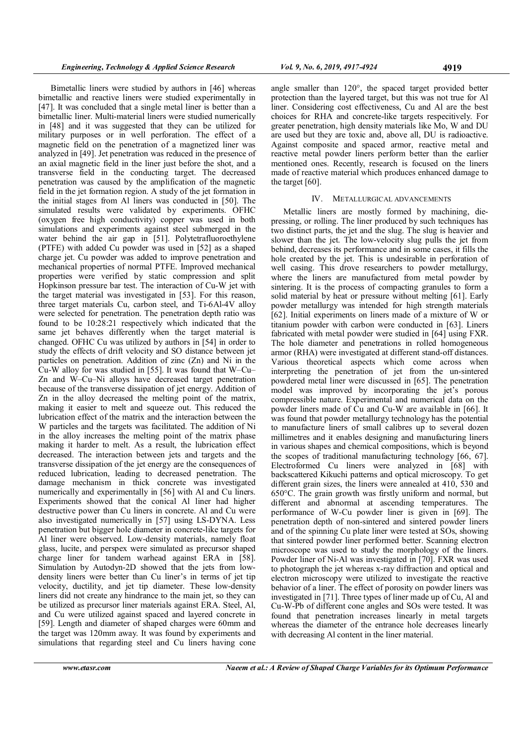Bimetallic liners were studied by authors in [46] whereas bimetallic and reactive liners were studied experimentally in [47]. It was concluded that a single metal liner is better than a bimetallic liner. Multi-material liners were studied numerically in [48] and it was suggested that they can be utilized for military purposes or in well perforation. The effect of a magnetic field on the penetration of a magnetized liner was analyzed in [49]. Jet penetration was reduced in the presence of an axial magnetic field in the liner just before the shot, and a transverse field in the conducting target. The decreased penetration was caused by the amplification of the magnetic field in the jet formation region. A study of the jet formation in the initial stages from Al liners was conducted in [50]. The simulated results were validated by experiments. OFHC (oxygen free high conductivity) copper was used in both simulations and experiments against steel submerged in the water behind the air gap in [51]. Polytetrafluoroethylene (PTFE) with added Cu powder was used in [52] as a shaped charge jet. Cu powder was added to improve penetration and mechanical properties of normal PTFE. Improved mechanical properties were verified by static compression and split Hopkinson pressure bar test. The interaction of Cu-W jet with the target material was investigated in [53]. For this reason, three target materials Cu, carbon steel, and Ti-6Al-4V alloy were selected for penetration. The penetration depth ratio was found to be 10:28:21 respectively which indicated that the same jet behaves differently when the target material is changed. OFHC Cu was utilized by authors in [54] in order to study the effects of drift velocity and SO distance between jet particles on penetration. Addition of zinc (Zn) and Ni in the Cu-W alloy for was studied in [55]. It was found that W–Cu–Zn and W–Cu–Ni alloys have decreased target penetration because of the transverse dissipation of jet energy. Addition of Zn in the alloy decreased the melting point of the matrix, making it easier to melt and squeeze out. This reduced the lubrication effect of the matrix and the interaction between the W particles and the targets was facilitated. The addition of Ni in the alloy increases the melting point of the matrix phase making it harder to melt. As a result, the lubrication effect decreased. The interaction between jets and targets and the transverse dissipation of the jet energy are the consequences of reduced lubrication, leading to decreased penetration. The damage mechanism in thick concrete was investigated numerically and experimentally in [56] with Al and Cu liners. Experiments showed that the conical Al liner had higher destructive power than Cu liners in concrete. Al and Cu were also investigated numerically in [57] using LS-DYNA. Less penetration but bigger hole diameter in concrete-like targets for Al liner were observed. Low-density materials, namely float glass, lucite, and perspex were simulated as precursor shaped charge liner for tandem warhead against ERA in [58]. Simulation by Autodyn-2D showed that the jets from low-density liners were better than Cu liner's in terms of jet tip velocity, ductility, and jet tip diameter. These low-density liners did not create any hindrance to the main jet, so they can be utilized as precursor liner materials against ERA. Steel, Al, and Cu were utilized against spaced and layered concrete in [59]. Length and diameter of shaped charges were 60mm and the target was 120mm away. It was found by experiments and simulations that regarding steel and Cu liners having cone angle smaller than 120°, the spaced target provided better protection than the layered target, but this was not true for Al liner. Considering cost effectiveness, Cu and Al are the best choices for RHA and concrete-like targets respectively. For greater penetration, high density materials like Mo, W and DU are used but they are toxic and, above all, DU is radioactive. Against composite and spaced armor, reactive metal and reactive metal powder liners perform better than the earlier mentioned ones. Recently, research is focused on the liners made of reactive material which produces enhanced damage to the target [60].

## IV. METALLURGICAL ADVANCEMENTS

Metallic liners are mostly formed by machining, die-pressing, or rolling. The liner produced by such techniques has two distinct parts, the jet and the slug. The slug is heavier and slower than the jet. The low-velocity slug pulls the jet from behind, decreases its performance and in some cases, it fills the hole created by the jet. This is undesirable in perforation of well casing. This drove researchers to powder metallurgy, where the liners are manufactured from metal powder by sintering. It is the process of compacting granules to form a solid material by heat or pressure without melting [61]. Early powder metallurgy was intended for high strength materials [62]. Initial experiments on liners made of a mixture of W or titanium powder with carbon were conducted in [63]. Liners fabricated with metal powder were studied in [64] using FXR. The hole diameter and penetrations in rolled homogeneous armor (RHA) were investigated at different stand-off distances. Various theoretical aspects which come across when interpreting the penetration of jet from the un-sintered powdered metal liner were discussed in [65]. The penetration model was improved by incorporating the jet's porous compressible nature. Experimental and numerical data on the powder liners made of Cu and Cu-W are available in [66]. It was found that powder metallurgy technology has the potential to manufacture liners of small calibres up to several dozen millimetres and it enables designing and manufacturing liners in various shapes and chemical compositions, which is beyond the scopes of traditional manufacturing technology [66, 67]. Electroformed Cu liners were analyzed in [68] with backscattered Kikuchi patterns and optical microscopy. To get different grain sizes, the liners were annealed at 410, 530 and 650°C. The grain growth was firstly uniform and normal, but different and abnormal at ascending temperatures. The performance of W-Cu powder liner is given in [69]. The penetration depth of non-sintered and sintered powder liners and of the spinning Cu plate liner were tested at SOs, showing that sintered powder liner performed better. Scanning electron microscope was used to study the morphology of the liners. Powder liner of Ni-Al was investigated in [70]. FXR was used to photograph the jet whereas x-ray diffraction and optical and electron microscopy were utilized to investigate the reactive behavior of a liner. The effect of porosity on powder liners was investigated in [71]. Three types of liner made up of Cu, Al and Cu-W-Pb of different cone angles and SOs were tested. It was found that penetration increases linearly in metal targets whereas the diameter of the entrance hole decreases linearly with decreasing Al content in the liner material.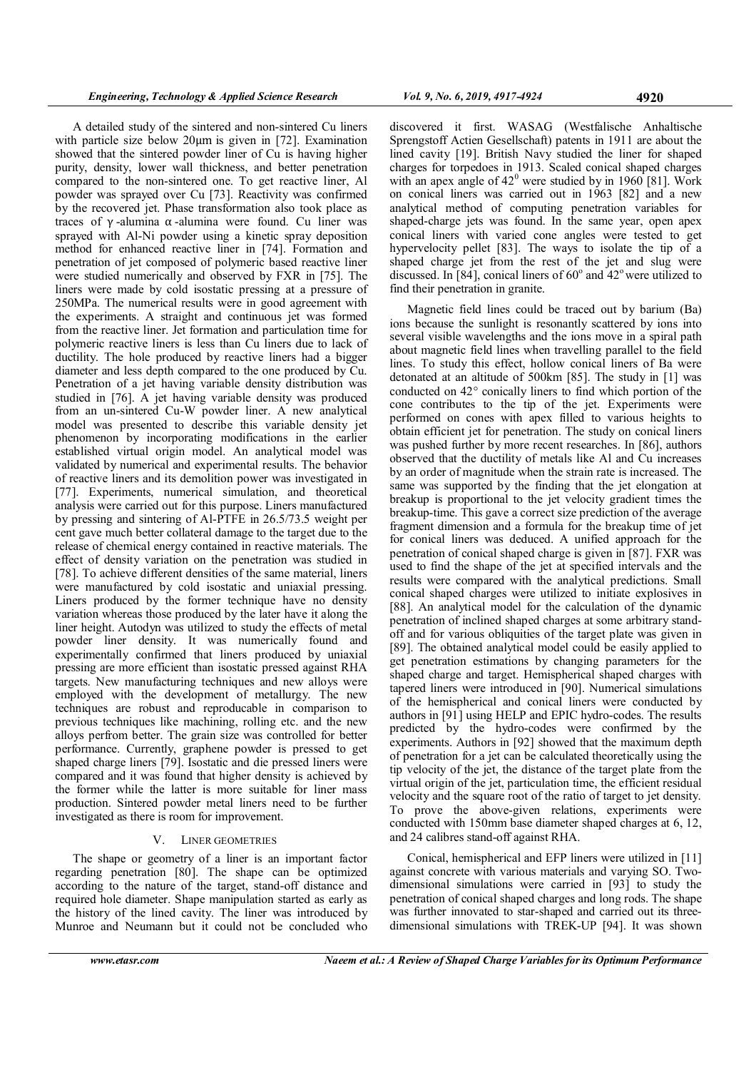A detailed study of the sintered and non-sintered Cu liners with particle size below 20µm is given in [72]. Examination showed that the sintered powder liner of Cu is having higher purity, density, lower wall thickness, and better penetration compared to the non-sintered one. To get reactive liner, Al powder was sprayed over Cu [73]. Reactivity was confirmed by the recovered jet. Phase transformation also took place as traces of γ-alumina α-alumina were found. Cu liner was sprayed with Al-Ni powder using a kinetic spray deposition method for enhanced reactive liner in [74]. Formation and penetration of jet composed of polymeric based reactive liner were studied numerically and observed by FXR in [75]. The liners were made by cold isostatic pressing at a pressure of 250MPa. The numerical results were in good agreement with the experiments. A straight and continuous jet was formed from the reactive liner. Jet formation and particulation time for polymeric reactive liners is less than Cu liners due to lack of ductility. The hole produced by reactive liners had a bigger diameter and less depth compared to the one produced by Cu. Penetration of a jet having variable density distribution was studied in [76]. A jet having variable density was produced from an un-sintered Cu-W powder liner. A new analytical model was presented to describe this variable density jet phenomenon by incorporating modifications in the earlier established virtual origin model. An analytical model was validated by numerical and experimental results. The behavior of reactive liners and its demolition power was investigated in [77]. Experiments, numerical simulation, and theoretical analysis were carried out for this purpose. Liners manufactured by pressing and sintering of Al-PTFE in 26.5/73.5 weight per cent gave much better collateral damage to the target due to the release of chemical energy contained in reactive materials. The effect of density variation on the penetration was studied in [78]. To achieve different densities of the same material, liners were manufactured by cold isostatic and uniaxial pressing. Liners produced by the former technique have no density variation whereas those produced by the later have it along the liner height. Autodyn was utilized to study the effects of metal powder liner density. It was numerically found and experimentally confirmed that liners produced by uniaxial pressing are more efficient than isostatic pressed against RHA targets. New manufacturing techniques and new alloys were employed with the development of metallurgy. The new techniques are robust and reproducable in comparison to previous techniques like machining, rolling etc. and the new alloys perfrom better. The grain size was controlled for better performance. Currently, graphene powder is pressed to get shaped charge liners [79]. Isostatic and die pressed liners were compared and it was found that higher density is achieved by the former while the latter is more suitable for liner mass production. Sintered powder metal liners need to be further investigated as there is room for improvement.

## V. LINER GEOMETRIES

The shape or geometry of a liner is an important factor regarding penetration [80]. The shape can be optimized according to the nature of the target, stand-off distance and required hole diameter. Shape manipulation started as early as the history of the lined cavity. The liner was introduced by Munroe and Neumann but it could not be concluded who discovered it first. WASAG (Westfalische Anhaltische Sprengstoff Actien Gesellschaft) patents in 1911 are about the lined cavity [19]. British Navy studied the liner for shaped charges for torpedoes in 1913. Scaled conical shaped charges with an apex angle of $42^0$ were studied by in 1960 [81]. Work on conical liners was carried out in 1963 [82] and a new analytical method of computing penetration variables for shaped-charge jets was found. In the same year, open apex conical liners with varied cone angles were tested to get hypervelocity pellet [83]. The ways to isolate the tip of a shaped charge jet from the rest of the jet and slug were discussed. In [84], conical liners of $60^o$ and $42^o$ were utilized to find their penetration in granite.

Magnetic field lines could be traced out by barium (Ba) ions because the sunlight is resonantly scattered by ions into several visible wavelengths and the ions move in a spiral path about magnetic field lines when travelling parallel to the field lines. To study this effect, hollow conical liners of Ba were detonated at an altitude of 500km [85]. The study in [1] was conducted on 42° conically liners to find which portion of the cone contributes to the tip of the jet. Experiments were performed on cones with apex filled to various heights to obtain efficient jet for penetration. The study on conical liners was pushed further by more recent researches. In [86], authors observed that the ductility of metals like Al and Cu increases by an order of magnitude when the strain rate is increased. The same was supported by the finding that the jet elongation at breakup is proportional to the jet velocity gradient times the breakup-time. This gave a correct size prediction of the average fragment dimension and a formula for the breakup time of jet for conical liners was deduced. A unified approach for the penetration of conical shaped charge is given in [87]. FXR was used to find the shape of the jet at specified intervals and the results were compared with the analytical predictions. Small conical shaped charges were utilized to initiate explosives in [88]. An analytical model for the calculation of the dynamic penetration of inclined shaped charges at some arbitrary stand-off and for various obliquities of the target plate was given in [89]. The obtained analytical model could be easily applied to get penetration estimations by changing parameters for the shaped charge and target. Hemispherical shaped charges with tapered liners were introduced in [90]. Numerical simulations of the hemispherical and conical liners were conducted by authors in [91] using HELP and EPIC hydro-codes. The results predicted by the hydro-codes were confirmed by the experiments. Authors in [92] showed that the maximum depth of penetration for a jet can be calculated theoretically using the tip velocity of the jet, the distance of the target plate from the virtual origin of the jet, particulation time, the efficient residual velocity and the square root of the ratio of target to jet density. To prove the above-given relations, experiments were conducted with 150mm base diameter shaped charges at 6, 12, and 24 calibres stand-off against RHA.

Conical, hemispherical and EFP liners were utilized in [11] against concrete with various materials and varying SO. Two-dimensional simulations were carried in [93] to study the penetration of conical shaped charges and long rods. The shape was further innovated to star-shaped and carried out its three-dimensional simulations with TREK-UP [94]. It was shown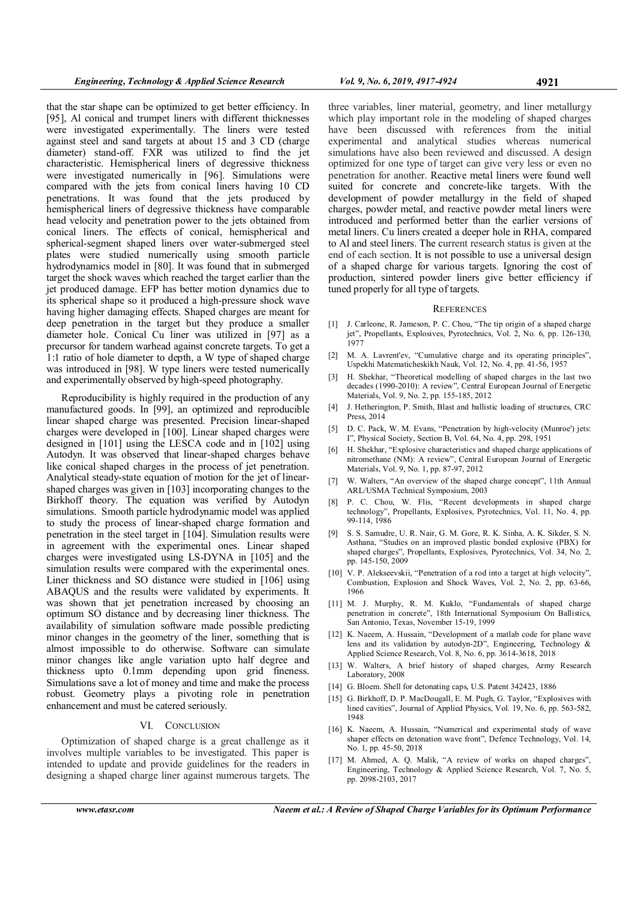that the star shape can be optimized to get better efficiency. In [95], Al conical and trumpet liners with different thicknesses were investigated experimentally. The liners were tested against steel and sand targets at about 15 and 3 CD (charge diameter) stand-off. FXR was utilized to find the jet characteristic. Hemispherical liners of degressive thickness were investigated numerically in [96]. Simulations were compared with the jets from conical liners having 10 CD penetrations. It was found that the jets produced by hemispherical liners of degressive thickness have comparable head velocity and penetration power to the jets obtained from conical liners. The effects of conical, hemispherical and spherical-segment shaped liners over water-submerged steel plates were studied numerically using smooth particle hydrodynamics model in [80]. It was found that in submerged target the shock waves which reached the target earlier than the jet produced damage. EFP has better motion dynamics due to its spherical shape so it produced a high-pressure shock wave having higher damaging effects. Shaped charges are meant for deep penetration in the target but they produce a smaller diameter hole. Conical Cu liner was utilized in [97] as a precursor for tandem warhead against concrete targets. To get a 1:1 ratio of hole diameter to depth, a W type of shaped charge was introduced in [98]. W type liners were tested numerically and experimentally observed by high-speed photography.

Reproducibility is highly required in the production of any manufactured goods. In [99], an optimized and reproducible linear shaped charge was presented. Precision linear-shaped charges were developed in [100]. Linear shaped charges were designed in [101] using the LESCA code and in [102] using Autodyn. It was observed that linear-shaped charges behave like conical shaped charges in the process of jet penetration. Analytical steady-state equation of motion for the jet of linear-shaped charges was given in [103] incorporating changes to the Birkhoff theory. The equation was verified by Autodyn simulations. Smooth particle hydrodynamic model was applied to study the process of linear-shaped charge formation and penetration in the steel target in [104]. Simulation results were in agreement with the experimental ones. Linear shaped charges were investigated using LS-DYNA in [105] and the simulation results were compared with the experimental ones. Liner thickness and SO distance were studied in [106] using ABAQUS and the results were validated by experiments. It was shown that jet penetration increased by choosing an optimum SO distance and by decreasing liner thickness. The availability of simulation software made possible predicting minor changes in the geometry of the liner, something that is almost impossible to do otherwise. Software can simulate minor changes like angle variation upto half degree and thickness upto 0.1mm depending upon grid fineness. Simulations save a lot of money and time and make the process robust. Geometry plays a pivoting role in penetration enhancement and must be catered seriously.

## VI. CONCLUSION

Optimization of shaped charge is a great challenge as it involves multiple variables to be investigated. This paper is intended to update and provide guidelines for the readers in designing a shaped charge liner against numerous targets. The three variables, liner material, geometry, and liner metallurgy which play important role in the modeling of shaped charges have been discussed with references from the initial experimental and analytical studies whereas numerical simulations have also been reviewed and discussed. A design optimized for one type of target can give very less or even no penetration for another. Reactive metal liners were found well suited for concrete and concrete-like targets. With the development of powder metallurgy in the field of shaped charges, powder metal, and reactive powder metal liners were introduced and performed better than the earlier versions of metal liners. Cu liners created a deeper hole in RHA, compared to Al and steel liners. The current research status is given at the end of each section. It is not possible to use a universal design of a shaped charge for various targets. Ignoring the cost of production, sintered powder liners give better efficiency if tuned properly for all type of targets.

## REFERENCES

[1] J. Carleone, R. Jameson, P. C. Chou, "The tip origin of a shaped charge jet", Propellants, Explosives, Pyrotechnics, Vol. 2, No. 6, pp. 126-130, 1977

[2] M. A. Lavrent'ev, "Cumulative charge and its operating principles", Uspekhi Matematicheskikh Nauk, Vol. 12, No. 4, pp. 41-56, 1957

[3] H. Shekhar, "Theoretical modelling of shaped charges in the last two decades (1990-2010): A review", Central European Journal of Energetic Materials, Vol. 9, No. 2, pp. 155-185, 2012

[4] J. Hetherington, P. Smith, Blast and ballistic loading of structures, CRC Press, 2014

[5] D. C. Pack, W. M. Evans, "Penetration by high-velocity (Munroe') jets: I", Physical Society, Section B, Vol. 64, No. 4, pp. 298, 1951

[6] H. Shekhar, "Explosive characteristics and shaped charge applications of nitromethane (NM): A review", Central European Journal of Energetic Materials, Vol. 9, No. 1, pp. 87-97, 2012

[7] W. Walters, "An overview of the shaped charge concept", 11th Annual ARL/USMA Technical Symposium, 2003

[8] P. C. Chou, W. Flis, "Recent developments in shaped charge technology", Propellants, Explosives, Pyrotechnics, Vol. 11, No. 4, pp. 99-114, 1986

[9] S. S. Samudre, U. R. Nair, G. M. Gore, R. K. Sinha, A. K. Sikder, S. N. Asthana, "Studies on an improved plastic bonded explosive (PBX) for shaped charges", Propellants, Explosives, Pyrotechnics, Vol. 34, No. 2, pp. 145-150, 2009

[10] V. P. Alekseevskii, "Penetration of a rod into a target at high velocity", Combustion, Explosion and Shock Waves, Vol. 2, No. 2, pp. 63-66, 1966

[11] M. J. Murphy, R. M. Kuklo, "Fundamentals of shaped charge penetration in concrete", 18th International Symposium On Ballistics, San Antonio, Texas, November 15-19, 1999

[12] K. Naeem, A. Hussain, "Development of a matlab code for plane wave lens and its validation by autodyn-2D", Engineering, Technology & Applied Science Research, Vol. 8, No. 6, pp. 3614-3618, 2018

[13] W. Walters, A brief history of shaped charges, Army Research Laboratory, 2008

[14] G. Bloem. Shell for detonating caps, U.S. Patent 342423, 1886

[15] G. Birkhoff, D. P. MacDougall, E. M. Pugh, G. Taylor, "Explosives with lined cavities", Journal of Applied Physics, Vol. 19, No. 6, pp. 563-582, 1948

[16] K. Naeem, A. Hussain, "Numerical and experimental study of wave shaper effects on detonation wave front", Defence Technology, Vol. 14, No. 1, pp. 45-50, 2018

[17] M. Ahmed, A. Q. Malik, "A review of works on shaped charges", Engineering, Technology & Applied Science Research, Vol. 7, No. 5, pp. 2098-2103, 2017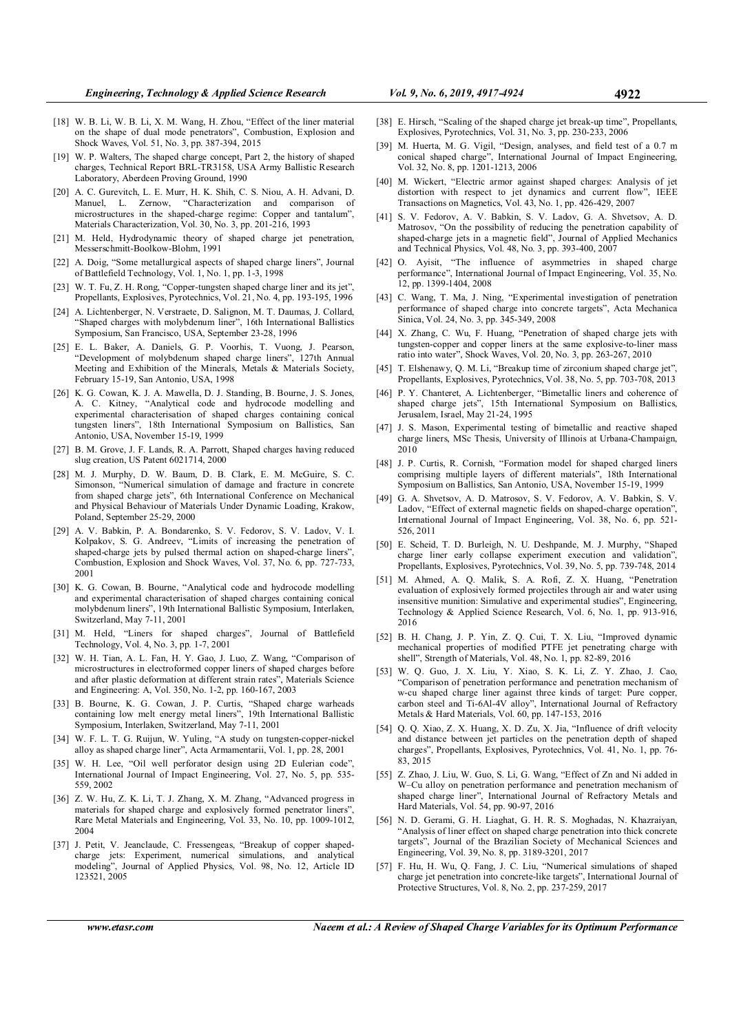[18] W. B. Li, W. B. Li, X. M. Wang, H. Zhou, "Effect of the liner material on the shape of dual mode penetrators", Combustion, Explosion and Shock Waves, Vol. 51, No. 3, pp. 387-394, 2015

[19] W. P. Walters, The shaped charge concept, Part 2, the history of shaped charges, Technical Report BRL-TR3158, USA Army Ballistic Research Laboratory, Aberdeen Proving Ground, 1990

[20] A. C. Gurevitch, L. E. Murr, H. K. Shih, C. S. Niou, A. H. Advani, D. Manuel, L. Zernow, "Characterization and comparison of microstructures in the shaped-charge regime: Copper and tantalum", Materials Characterization, Vol. 30, No. 3, pp. 201-216, 1993

[21] M. Held, Hydrodynamic theory of shaped charge jet penetration, Messerschmitt-Boolkow-Blohm, 1991

[22] A. Doig, "Some metallurgical aspects of shaped charge liners", Journal of Battlefield Technology, Vol. 1, No. 1, pp. 1-3, 1998

[23] W. T. Fu, Z. H. Rong, "Copper-tungsten shaped charge liner and its jet", Propellants, Explosives, Pyrotechnics, Vol. 21, No. 4, pp. 193-195, 1996

[24] A. Lichtenberger, N. Verstraete, D. Salignon, M. T. Daumas, J. Collard, "Shaped charges with molybdenum liner", 16th International Ballistics Symposium, San Francisco, USA, September 23-28, 1996

[25] E. L. Baker, A. Daniels, G. P. Voorhis, T. Vuong, J. Pearson, "Development of molybdenum shaped charge liners", 127th Annual Meeting and Exhibition of the Minerals, Metals & Materials Society, February 15-19, San Antonio, USA, 1998

[26] K. G. Cowan, K. J. A. Mawella, D. J. Standing, B. Bourne, J. S. Jones, A. C. Kitney, "Analytical code and hydrocode modelling and experimental characterisation of shaped charges containing conical tungsten liners", 18th International Symposium on Ballistics, San Antonio, USA, November 15-19, 1999

[27] B. M. Grove, J. F. Lands, R. A. Parrott, Shaped charges having reduced slug creation, US Patent 6021714, 2000

[28] M. J. Murphy, D. W. Baum, D. B. Clark, E. M. McGuire, S. C. Simonson, "Numerical simulation of damage and fracture in concrete from shaped charge jets", 6th International Conference on Mechanical and Physical Behaviour of Materials Under Dynamic Loading, Krakow, Poland, September 25-29, 2000

[29] A. V. Babkin, P. A. Bondarenko, S. V. Fedorov, S. V. Ladov, V. I. Kolpakov, S. G. Andreev, "Limits of increasing the penetration of shaped-charge jets by pulsed thermal action on shaped-charge liners", Combustion, Explosion and Shock Waves, Vol. 37, No. 6, pp. 727-733, 2001

[30] K. G. Cowan, B. Bourne, "Analytical code and hydrocode modelling and experimental characterisation of shaped charges containing conical molybdenum liners", 19th International Ballistic Symposium, Interlaken, Switzerland, May 7-11, 2001

[31] M. Held, "Liners for shaped charges", Journal of Battlefield Technology, Vol. 4, No. 3, pp. 1-7, 2001

[32] W. H. Tian, A. L. Fan, H. Y. Gao, J. Luo, Z. Wang, "Comparison of microstructures in electroformed copper liners of shaped charges before and after plastic deformation at different strain rates", Materials Science and Engineering: A, Vol. 350, No. 1-2, pp. 160-167, 2003

[33] B. Bourne, K. G. Cowan, J. P. Curtis, "Shaped charge warheads containing low melt energy metal liners", 19th International Ballistic Symposium, Interlaken, Switzerland, May 7-11, 2001

[34] W. F. L. T. G. Ruijun, W. Yuling, "A study on tungsten-copper-nickel alloy as shaped charge liner", Acta Armamentarii, Vol. 1, pp. 28, 2001

[35] W. H. Lee, "Oil well perforator design using 2D Eulerian code", International Journal of Impact Engineering, Vol. 27, No. 5, pp. 535-559, 2002

[36] Z. W. Hu, Z. K. Li, T. J. Zhang, X. M. Zhang, "Advanced progress in materials for shaped charge and explosively formed penetrator liners", Rare Metal Materials and Engineering, Vol. 33, No. 10, pp. 1009-1012, 2004

[37] J. Petit, V. Jeanclaude, C. Fressengeas, "Breakup of copper shaped-charge jets: Experiment, numerical simulations, and analytical modeling", Journal of Applied Physics, Vol. 98, No. 12, Article ID 123521, 2005

[38] E. Hirsch, "Scaling of the shaped charge jet break-up time", Propellants, Explosives, Pyrotechnics, Vol. 31, No. 3, pp. 230-233, 2006

[39] M. Huerta, M. G. Vigil, "Design, analyses, and field test of a 0.7 m conical shaped charge", International Journal of Impact Engineering, Vol. 32, No. 8, pp. 1201-1213, 2006

[40] M. Wickert, "Electric armor against shaped charges: Analysis of jet distortion with respect to jet dynamics and current flow", IEEE Transactions on Magnetics, Vol. 43, No. 1, pp. 426-429, 2007

[41] S. V. Fedorov, A. V. Babkin, S. V. Ladov, G. A. Shvetsov, A. D. Matrosov, "On the possibility of reducing the penetration capability of shaped-charge jets in a magnetic field", Journal of Applied Mechanics and Technical Physics, Vol. 48, No. 3, pp. 393-400, 2007

[42] O. Ayisit, "The influence of asymmetries in shaped charge performance", International Journal of Impact Engineering, Vol. 35, No. 12, pp. 1399-1404, 2008

[43] C. Wang, T. Ma, J. Ning, "Experimental investigation of penetration performance of shaped charge into concrete targets", Acta Mechanica Sinica, Vol. 24, No. 3, pp. 345-349, 2008

[44] X. Zhang, C. Wu, F. Huang, "Penetration of shaped charge jets with tungsten-copper and copper liners at the same explosive-to-liner mass ratio into water", Shock Waves, Vol. 20, No. 3, pp. 263-267, 2010

[45] T. Elshenawy, Q. M. Li, "Breakup time of zirconium shaped charge jet", Propellants, Explosives, Pyrotechnics, Vol. 38, No. 5, pp. 703-708, 2013

[46] P. Y. Chanteret, A. Lichtenberger, "Bimetallic liners and coherence of shaped charge jets", 15th International Symposium on Ballistics, Jerusalem, Israel, May 21-24, 1995

[47] J. S. Mason, Experimental testing of bimetallic and reactive shaped charge liners, MSc Thesis, University of Illinois at Urbana-Champaign, 2010

[48] J. P. Curtis, R. Cornish, "Formation model for shaped charged liners comprising multiple layers of different materials", 18th International Symposium on Ballistics, San Antonio, USA, November 15-19, 1999

[49] G. A. Shvetsov, A. D. Matrosov, S. V. Fedorov, A. V. Babkin, S. V. Ladov, "Effect of external magnetic fields on shaped-charge operation", International Journal of Impact Engineering, Vol. 38, No. 6, pp. 521-526, 2011

[50] E. Scheid, T. D. Burleigh, N. U. Deshpande, M. J. Murphy, "Shaped charge liner early collapse experiment execution and validation", Propellants, Explosives, Pyrotechnics, Vol. 39, No. 5, pp. 739-748, 2014

[51] M. Ahmed, A. Q. Malik, S. A. Rofi, Z. X. Huang, "Penetration evaluation of explosively formed projectiles through air and water using insensitive munition: Simulative and experimental studies", Engineering, Technology & Applied Science Research, Vol. 6, No. 1, pp. 913-916, 2016

[52] B. H. Chang, J. P. Yin, Z. Q. Cui, T. X. Liu, "Improved dynamic mechanical properties of modified PTFE jet penetrating charge with shell", Strength of Materials, Vol. 48, No. 1, pp. 82-89, 2016

[53] W. Q. Guo, J. X. Liu, Y. Xiao, S. K. Li, Z. Y. Zhao, J. Cao, "Comparison of penetration performance and penetration mechanism of w-cu shaped charge liner against three kinds of target: Pure copper, carbon steel and Ti-6Al-4V alloy", International Journal of Refractory Metals & Hard Materials, Vol. 60, pp. 147-153, 2016

[54] Q. Q. Xiao, Z. X. Huang, X. D. Zu, X. Jia, "Influence of drift velocity and distance between jet particles on the penetration depth of shaped charges", Propellants, Explosives, Pyrotechnics, Vol. 41, No. 1, pp. 76-83, 2015

[55] Z. Zhao, J. Liu, W. Guo, S. Li, G. Wang, "Effect of Zn and Ni added in W–Cu alloy on penetration performance and penetration mechanism of shaped charge liner", International Journal of Refractory Metals and Hard Materials, Vol. 54, pp. 90-97, 2016

[56] N. D. Gerami, G. H. Liaghat, G. H. R. S. Moghadas, N. Khazraiyan, "Analysis of liner effect on shaped charge penetration into thick concrete targets", Journal of the Brazilian Society of Mechanical Sciences and Engineering, Vol. 39, No. 8, pp. 3189-3201, 2017

[57] F. Hu, H. Wu, Q. Fang, J. C. Liu, "Numerical simulations of shaped charge jet penetration into concrete-like targets", International Journal of Protective Structures, Vol. 8, No. 2, pp. 237-259, 2017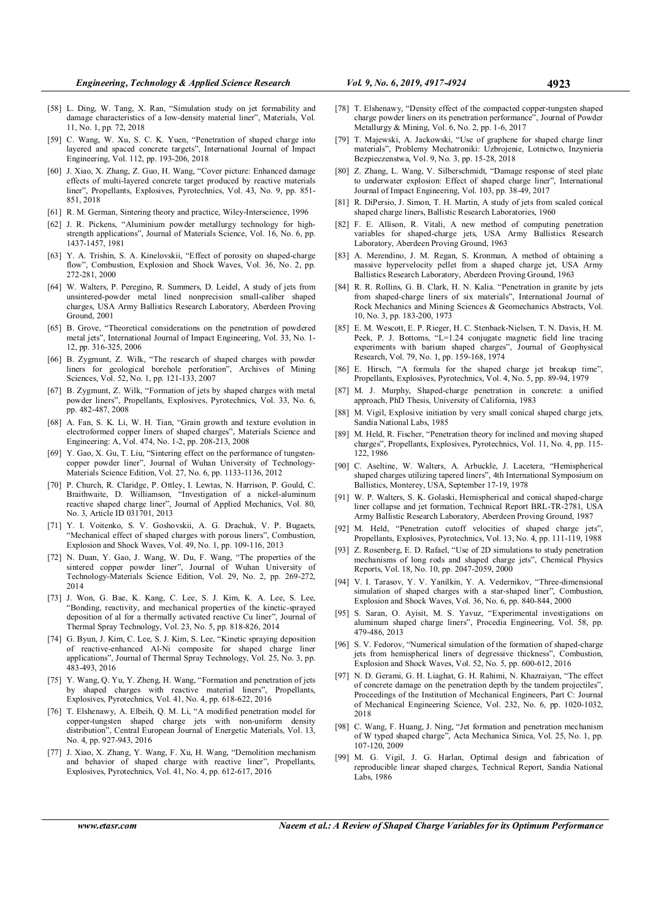[58] L. Ding, W. Tang, X. Ran, "Simulation study on jet formability and damage characteristics of a low-density material liner", Materials, Vol. 11, No. 1, pp. 72, 2018

[59] C. Wang, W. Xu, S. C. K. Yuen, "Penetration of shaped charge into layered and spaced concrete targets", International Journal of Impact Engineering, Vol. 112, pp. 193-206, 2018

[60] J. Xiao, X. Zhang, Z. Guo, H. Wang, "Cover picture: Enhanced damage effects of multi-layered concrete target produced by reactive materials liner", Propellants, Explosives, Pyrotechnics, Vol. 43, No. 9, pp. 851-851, 2018

[61] R. M. German, Sintering theory and practice, Wiley-Interscience, 1996

[62] J. R. Pickens, "Aluminium powder metallurgy technology for high-strength applications", Journal of Materials Science, Vol. 16, No. 6, pp. 1437-1457, 1981

[63] Y. A. Trishin, S. A. Kinelovskii, "Effect of porosity on shaped-charge flow", Combustion, Explosion and Shock Waves, Vol. 36, No. 2, pp. 272-281, 2000

[64] W. Walters, P. Peregino, R. Summers, D. Leidel, A study of jets from unsintered-powder metal lined nonprecision small-caliber shaped charges, USA Army Ballistics Research Laboratory, Aberdeen Proving Ground, 2001

[65] B. Grove, "Theoretical considerations on the penetration of powdered metal jets", International Journal of Impact Engineering, Vol. 33, No. 1-12, pp. 316-325, 2006

[66] B. Zygmunt, Z. Wilk, "The research of shaped charges with powder liners for geological borehole perforation", Archives of Mining Sciences, Vol. 52, No. 1, pp. 121-133, 2007

[67] B. Zygmunt, Z. Wilk, "Formation of jets by shaped charges with metal powder liners", Propellants, Explosives, Pyrotechnics, Vol. 33, No. 6, pp. 482-487, 2008

[68] A. Fan, S. K. Li, W. H. Tian, "Grain growth and texture evolution in electroformed copper liners of shaped charges", Materials Science and Engineering: A, Vol. 474, No. 1-2, pp. 208-213, 2008

[69] Y. Gao, X. Gu, T. Liu, "Sintering effect on the performance of tungsten-copper powder liner", Journal of Wuhan University of Technology-Materials Science Edition, Vol. 27, No. 6, pp. 1133-1136, 2012

[70] P. Church, R. Claridge, P. Ottley, I. Lewtas, N. Harrison, P. Gould, C. Braithwaite, D. Williamson, "Investigation of a nickel-aluminum reactive shaped charge liner", Journal of Applied Mechanics, Vol. 80, No. 3, Article ID 031701, 2013

[71] Y. I. Voitenko, S. V. Goshovskii, A. G. Drachuk, V. P. Bugaets, "Mechanical effect of shaped charges with porous liners", Combustion, Explosion and Shock Waves, Vol. 49, No. 1, pp. 109-116, 2013

[72] N. Duan, Y. Gao, J. Wang, W. Du, F. Wang, "The properties of the sintered copper powder liner", Journal of Wuhan University of Technology-Materials Science Edition, Vol. 29, No. 2, pp. 269-272, 2014

[73] J. Won, G. Bae, K. Kang, C. Lee, S. J. Kim, K. A. Lee, S. Lee, "Bonding, reactivity, and mechanical properties of the kinetic-sprayed deposition of al for a thermally activated reactive Cu liner", Journal of Thermal Spray Technology, Vol. 23, No. 5, pp. 818-826, 2014

[74] G. Byun, J. Kim, C. Lee, S. J. Kim, S. Lee, "Kinetic spraying deposition of reactive-enhanced Al-Ni composite for shaped charge liner applications", Journal of Thermal Spray Technology, Vol. 25, No. 3, pp. 483-493, 2016

[75] Y. Wang, Q. Yu, Y. Zheng, H. Wang, "Formation and penetration of jets by shaped charges with reactive material liners", Propellants, Explosives, Pyrotechnics, Vol. 41, No. 4, pp. 618-622, 2016

[76] T. Elshenawy, A. Elbeih, Q. M. Li, "A modified penetration model for copper-tungsten shaped charge jets with non-uniform density distribution", Central European Journal of Energetic Materials, Vol. 13, No. 4, pp. 927-943, 2016

[77] J. Xiao, X. Zhang, Y. Wang, F. Xu, H. Wang, "Demolition mechanism and behavior of shaped charge with reactive liner", Propellants, Explosives, Pyrotechnics, Vol. 41, No. 4, pp. 612-617, 2016

[78] T. Elshenawy, "Density effect of the compacted copper-tungsten shaped charge powder liners on its penetration performance", Journal of Powder Metallurgy & Mining, Vol. 6, No. 2, pp. 1-6, 2017

[79] T. Majewski, A. Jackowski, "Use of graphene for shaped charge liner materials", Problemy Mechatroniki: Uzbrojenie, Lotnictwo, Inzynieria Bezpieczenstwa, Vol. 9, No. 3, pp. 15-28, 2018

[80] Z. Zhang, L. Wang, V. Silberschmidt, "Damage response of steel plate to underwater explosion: Effect of shaped charge liner", International Journal of Impact Engineering, Vol. 103, pp. 38-49, 2017

[81] R. DiPersio, J. Simon, T. H. Martin, A study of jets from scaled conical shaped charge liners, Ballistic Research Laboratories, 1960

[82] F. E. Allison, R. Vitali, A new method of computing penetration variables for shaped-charge jets, USA Army Ballistics Research Laboratory, Aberdeen Proving Ground, 1963

[83] A. Merendino, J. M. Regan, S. Kronman, A method of obtaining a massive hypervelocity pellet from a shaped charge jet, USA Army Ballistics Research Laboratory, Aberdeen Proving Ground, 1963

[84] R. R. Rollins, G. B. Clark, H. N. Kalia. "Penetration in granite by jets from shaped-charge liners of six materials", International Journal of Rock Mechanics and Mining Sciences & Geomechanics Abstracts, Vol. 10, No. 3, pp. 183-200, 1973

[85] E. M. Wescott, E. P. Rieger, H. C. Stenbaek-Nielsen, T. N. Davis, H. M. Peek, P. J. Bottoms, "L=1.24 conjugate magnetic field line tracing experiments with barium shaped charges", Journal of Geophysical Research, Vol. 79, No. 1, pp. 159-168, 1974

[86] E. Hirsch, "A formula for the shaped charge jet breakup time", Propellants, Explosives, Pyrotechnics, Vol. 4, No. 5, pp. 89-94, 1979

[87] M. J. Murphy, Shaped-charge penetration in concrete: a unified approach, PhD Thesis, University of California, 1983

[88] M. Vigil, Explosive initiation by very small conical shaped charge jets, Sandia National Labs, 1985

[89] M. Held, R. Fischer, "Penetration theory for inclined and moving shaped charges", Propellants, Explosives, Pyrotechnics, Vol. 11, No. 4, pp. 115-122, 1986

[90] C. Aseltine, W. Walters, A. Arbuckle, J. Lacetera, "Hemispherical shaped charges utilizing tapered liners", 4th International Symposium on Ballistics, Monterey, USA, September 17-19, 1978

[91] W. P. Walters, S. K. Golaski, Hemispherical and conical shaped-charge liner collapse and jet formation, Technical Report BRL-TR-2781, USA Army Ballistic Research Laboratory, Aberdeen Proving Ground, 1987

[92] M. Held, "Penetration cutoff velocities of shaped charge jets", Propellants, Explosives, Pyrotechnics, Vol. 13, No. 4, pp. 111-119, 1988

[93] Z. Rosenberg, E. D. Rafael, "Use of 2D simulations to study penetration mechanisms of long rods and shaped charge jets", Chemical Physics Reports, Vol. 18, No. 10, pp. 2047-2059, 2000

[94] V. I. Tarasov, Y. V. Yanilkin, Y. A. Vedernikov, "Three-dimensional simulation of shaped charges with a star-shaped liner", Combustion, Explosion and Shock Waves, Vol. 36, No. 6, pp. 840-844, 2000

[95] S. Saran, O. Ayisit, M. S. Yavuz, "Experimental investigations on aluminum shaped charge liners", Procedia Engineering, Vol. 58, pp. 479-486, 2013

[96] S. V. Fedorov, "Numerical simulation of the formation of shaped-charge jets from hemispherical liners of degressive thickness", Combustion, Explosion and Shock Waves, Vol. 52, No. 5, pp. 600-612, 2016

[97] N. D. Gerami, G. H. Liaghat, G. H. Rahimi, N. Khazraiyan, "The effect of concrete damage on the penetration depth by the tandem projectiles", Proceedings of the Institution of Mechanical Engineers, Part C: Journal of Mechanical Engineering Science, Vol. 232, No. 6, pp. 1020-1032, 2018

[98] C. Wang, F. Huang, J. Ning, "Jet formation and penetration mechanism of W typed shaped charge", Acta Mechanica Sinica, Vol. 25, No. 1, pp. 107-120, 2009

[99] M. G. Vigil, J. G. Harlan, Optimal design and fabrication of reproducible linear shaped charges, Technical Report, Sandia National Labs, 1986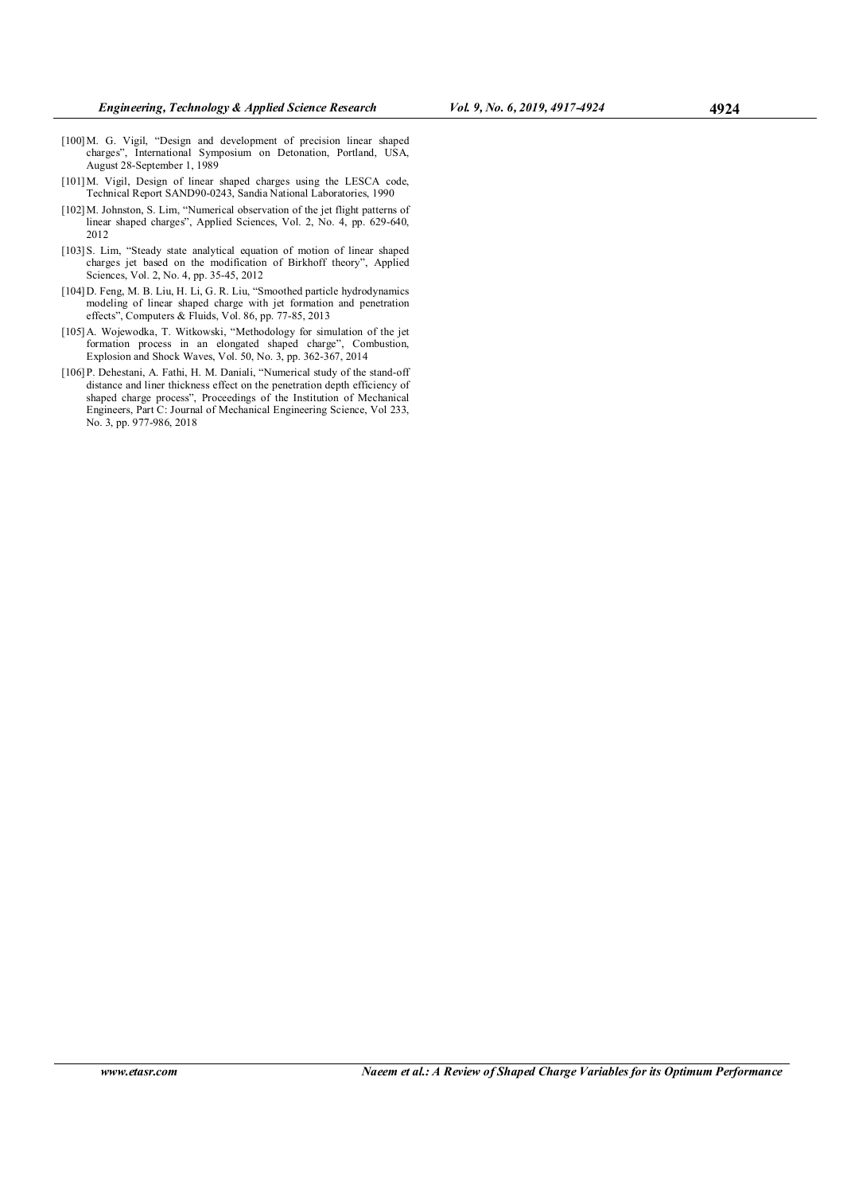[100] M. G. Vigil, "Design and development of precision linear shaped charges", International Symposium on Detonation, Portland, USA, August 28-September 1, 1989

[101] M. Vigil, Design of linear shaped charges using the LESCA code, Technical Report SAND90-0243, Sandia National Laboratories, 1990

[102] M. Johnston, S. Lim, "Numerical observation of the jet flight patterns of linear shaped charges", Applied Sciences, Vol. 2, No. 4, pp. 629-640, 2012

[103] S. Lim, "Steady state analytical equation of motion of linear shaped charges jet based on the modification of Birkhoff theory", Applied Sciences, Vol. 2, No. 4, pp. 35-45, 2012

[104] D. Feng, M. B. Liu, H. Li, G. R. Liu, "Smoothed particle hydrodynamics modeling of linear shaped charge with jet formation and penetration effects", Computers & Fluids, Vol. 86, pp. 77-85, 2013

[105] A. Wojewodka, T. Witkowski, "Methodology for simulation of the jet formation process in an elongated shaped charge", Combustion, Explosion and Shock Waves, Vol. 50, No. 3, pp. 362-367, 2014

[106] P. Dehestani, A. Fathi, H. M. Daniali, "Numerical study of the stand-off distance and liner thickness effect on the penetration depth efficiency of shaped charge process", Proceedings of the Institution of Mechanical Engineers, Part C: Journal of Mechanical Engineering Science, Vol 233, No. 3, pp. 977-986, 2018